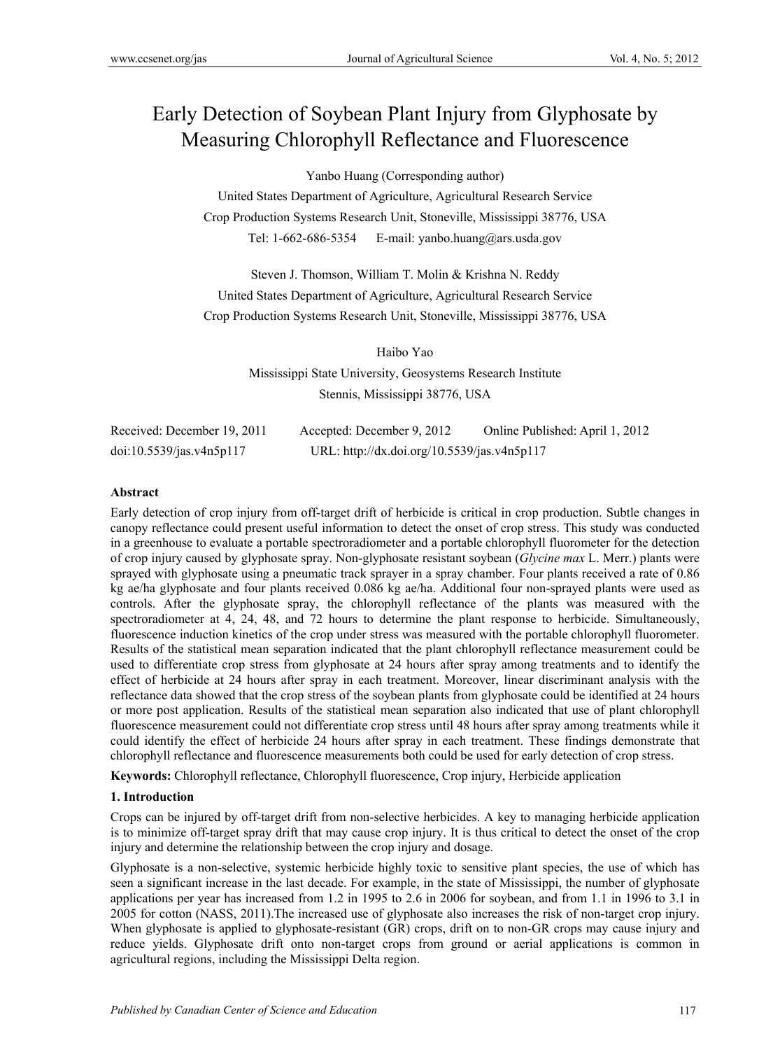# Early Detection of Soybean Plant Injury from Glyphosate by Measuring Chlorophyll Reflectance and Fluorescence

Yanbo Huang (Corresponding author)

United States Department of Agriculture, Agricultural Research Service

Crop Production Systems Research Unit, Stoneville, Mississippi 38776, USA

Tel: 1-662-686-5354 E-mail: yanbo.huang@ars.usda.gov

Steven J. Thomson, William T. Molin & Krishna N. Reddy

United States Department of Agriculture, Agricultural Research Service

Crop Production Systems Research Unit, Stoneville, Mississippi 38776, USA

Haibo Yao

Mississippi State University, Geosystems Research Institute

Stennis, Mississippi 38776, USA

Received: December 19, 2011 Accepted: December 9, 2012 Online Published: April 1, 2012

doi:10.5539/jas.v4n5p117 URL: http://dx.doi.org/10.5539/jas.v4n5p117

## Abstract

Early detection of crop injury from off-target drift of herbicide is critical in crop production. Subtle changes in canopy reflectance could present useful information to detect the onset of crop stress. This study was conducted in a greenhouse to evaluate a portable spectroradiometer and a portable chlorophyll fluorometer for the detection of crop injury caused by glyphosate spray. Non-glyphosate resistant soybean (*Glycine max* L. Merr.) plants were sprayed with glyphosate using a pneumatic track sprayer in a spray chamber. Four plants received a rate of 0.86 kg ae/ha glyphosate and four plants received 0.086 kg ae/ha. Additional four non-sprayed plants were used as controls. After the glyphosate spray, the chlorophyll reflectance of the plants was measured with the spectroradiometer at 4, 24, 48, and 72 hours to determine the plant response to herbicide. Simultaneously, fluorescence induction kinetics of the crop under stress was measured with the portable chlorophyll fluorometer. Results of the statistical mean separation indicated that the plant chlorophyll reflectance measurement could be used to differentiate crop stress from glyphosate at 24 hours after spray among treatments and to identify the effect of herbicide at 24 hours after spray in each treatment. Moreover, linear discriminant analysis with the reflectance data showed that the crop stress of the soybean plants from glyphosate could be identified at 24 hours or more post application. Results of the statistical mean separation also indicated that use of plant chlorophyll fluorescence measurement could not differentiate crop stress until 48 hours after spray among treatments while it could identify the effect of herbicide 24 hours after spray in each treatment. These findings demonstrate that chlorophyll reflectance and fluorescence measurements both could be used for early detection of crop stress.

**Keywords:** Chlorophyll reflectance, Chlorophyll fluorescence, Crop injury, Herbicide application

## 1. Introduction

Crops can be injured by off-target drift from non-selective herbicides. A key to managing herbicide application is to minimize off-target spray drift that may cause crop injury. It is thus critical to detect the onset of the crop injury and determine the relationship between the crop injury and dosage.

Glyphosate is a non-selective, systemic herbicide highly toxic to sensitive plant species, the use of which has seen a significant increase in the last decade. For example, in the state of Mississippi, the number of glyphosate applications per year has increased from 1.2 in 1995 to 2.6 in 2006 for soybean, and from 1.1 in 1996 to 3.1 in 2005 for cotton (NASS, 2011).The increased use of glyphosate also increases the risk of non-target crop injury. When glyphosate is applied to glyphosate-resistant (GR) crops, drift on to non-GR crops may cause injury and reduce yields. Glyphosate drift onto non-target crops from ground or aerial applications is common in agricultural regions, including the Mississippi Delta region.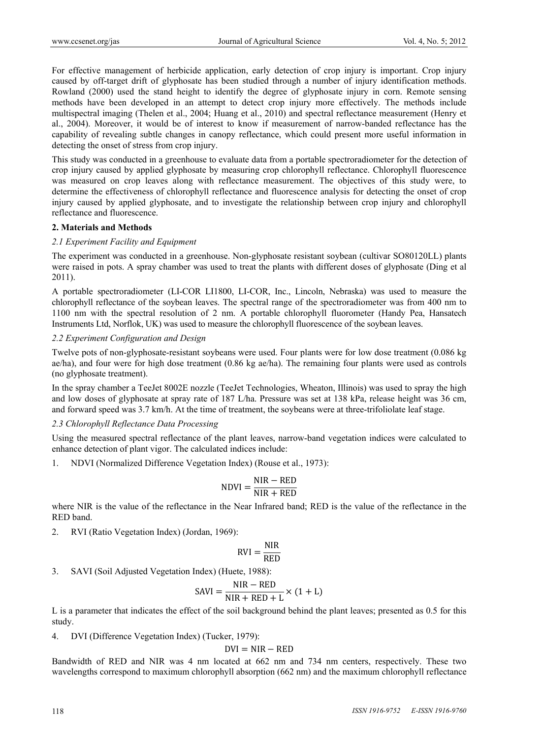For effective management of herbicide application, early detection of crop injury is important. Crop injury caused by off-target drift of glyphosate has been studied through a number of injury identification methods. Rowland (2000) used the stand height to identify the degree of glyphosate injury in corn. Remote sensing methods have been developed in an attempt to detect crop injury more effectively. The methods include multispectral imaging (Thelen et al., 2004; Huang et al., 2010) and spectral reflectance measurement (Henry et al., 2004). Moreover, it would be of interest to know if measurement of narrow-banded reflectance has the capability of revealing subtle changes in canopy reflectance, which could present more useful information in detecting the onset of stress from crop injury.

This study was conducted in a greenhouse to evaluate data from a portable spectroradiometer for the detection of crop injury caused by applied glyphosate by measuring crop chlorophyll reflectance. Chlorophyll fluorescence was measured on crop leaves along with reflectance measurement. The objectives of this study were, to determine the effectiveness of chlorophyll reflectance and fluorescence analysis for detecting the onset of crop injury caused by applied glyphosate, and to investigate the relationship between crop injury and chlorophyll reflectance and fluorescence.

## 2. Materials and Methods

### *2.1 Experiment Facility and Equipment*

The experiment was conducted in a greenhouse. Non-glyphosate resistant soybean (cultivar SO80120LL) plants were raised in pots. A spray chamber was used to treat the plants with different doses of glyphosate (Ding et al 2011).

A portable spectroradiometer (LI-COR LI1800, LI-COR, Inc., Lincoln, Nebraska) was used to measure the chlorophyll reflectance of the soybean leaves. The spectral range of the spectroradiometer was from 400 nm to 1100 nm with the spectral resolution of 2 nm. A portable chlorophyll fluorometer (Handy Pea, Hansatech Instruments Ltd, Norflok, UK) was used to measure the chlorophyll fluorescence of the soybean leaves.

### *2.2 Experiment Configuration and Design*

Twelve pots of non-glyphosate-resistant soybeans were used. Four plants were for low dose treatment (0.086 kg ae/ha), and four were for high dose treatment (0.86 kg ae/ha). The remaining four plants were used as controls (no glyphosate treatment).

In the spray chamber a TeeJet 8002E nozzle (TeeJet Technologies, Wheaton, Illinois) was used to spray the high and low doses of glyphosate at spray rate of 187 L/ha. Pressure was set at 138 kPa, release height was 36 cm, and forward speed was 3.7 km/h. At the time of treatment, the soybeans were at three-trifoliolate leaf stage.

### *2.3 Chlorophyll Reflectance Data Processing*

Using the measured spectral reflectance of the plant leaves, narrow-band vegetation indices were calculated to enhance detection of plant vigor. The calculated indices include:

1. NDVI (Normalized Difference Vegetation Index) (Rouse et al., 1973):

$$\mathrm{NDVI} = \frac{\mathrm{NIR} - \mathrm{RED}}{\mathrm{NIR} + \mathrm{RED}}$$

where NIR is the value of the reflectance in the Near Infrared band; RED is the value of the reflectance in the RED band.

2. RVI (Ratio Vegetation Index) (Jordan, 1969):

$$\mathrm{RVI} = \frac{\mathrm{NIR}}{\mathrm{RED}}$$

3. SAVI (Soil Adjusted Vegetation Index) (Huete, 1988):

$$\mathrm{SAVI} = \frac{\mathrm{NIR} - \mathrm{RED}}{\mathrm{NIR} + \mathrm{RED} + \mathrm{L}} \times (1 + \mathrm{L})$$

L is a parameter that indicates the effect of the soil background behind the plant leaves; presented as 0.5 for this study.

4. DVI (Difference Vegetation Index) (Tucker, 1979):

$$\mathrm{DVI} = \mathrm{NIR} - \mathrm{RED}$$

Bandwidth of RED and NIR was 4 nm located at 662 nm and 734 nm centers, respectively. These two wavelengths correspond to maximum chlorophyll absorption (662 nm) and the maximum chlorophyll reflectance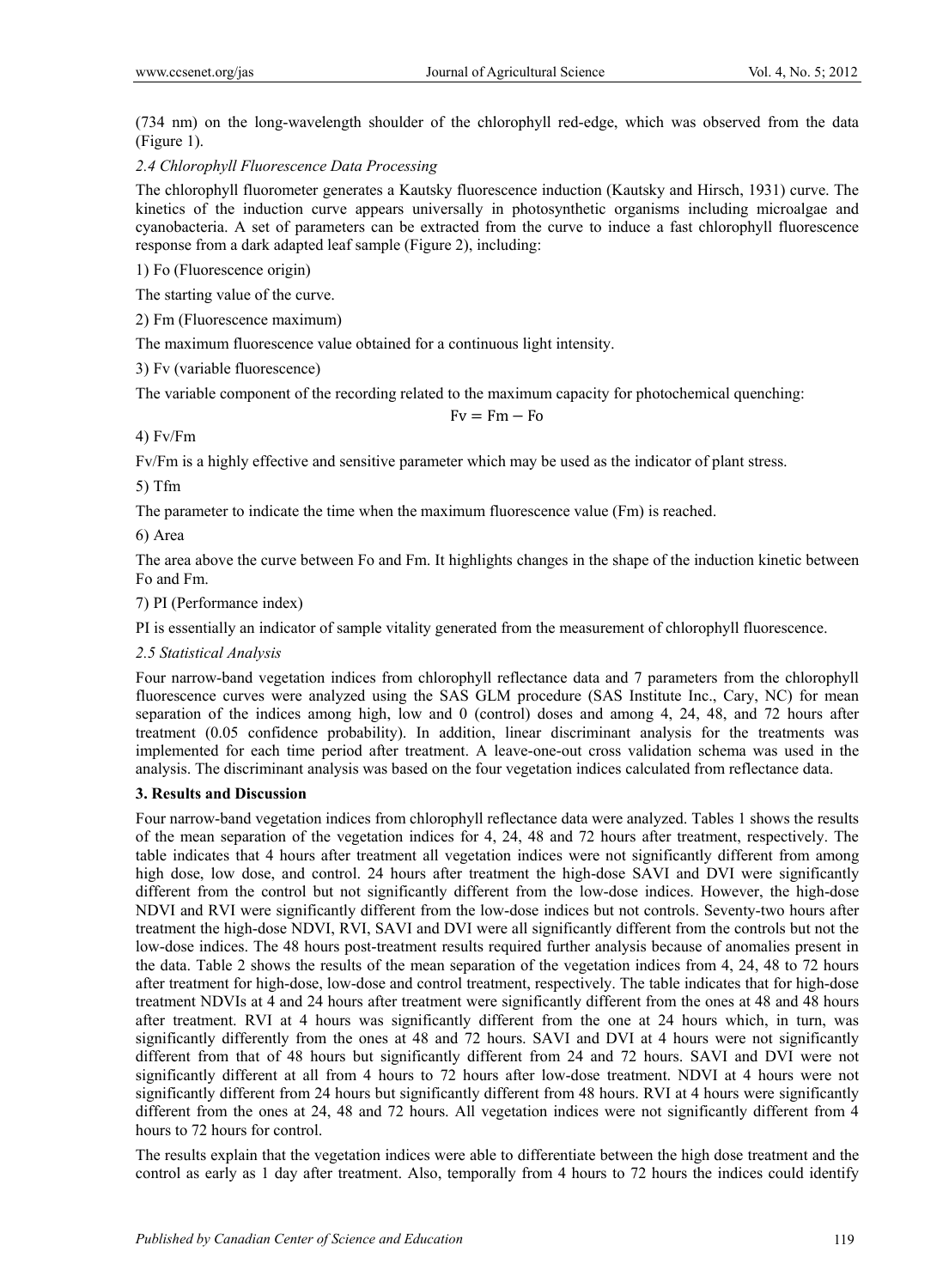(734 nm) on the long-wavelength shoulder of the chlorophyll red-edge, which was observed from the data (Figure 1).

### *2.4 Chlorophyll Fluorescence Data Processing*

The chlorophyll fluorometer generates a Kautsky fluorescence induction (Kautsky and Hirsch, 1931) curve. The kinetics of the induction curve appears universally in photosynthetic organisms including microalgae and cyanobacteria. A set of parameters can be extracted from the curve to induce a fast chlorophyll fluorescence response from a dark adapted leaf sample (Figure 2), including:

1) Fo (Fluorescence origin)

The starting value of the curve.

2) Fm (Fluorescence maximum)

The maximum fluorescence value obtained for a continuous light intensity.

3) Fv (variable fluorescence)

The variable component of the recording related to the maximum capacity for photochemical quenching:

$$Fv = Fm - Fo$$

4) Fv/Fm

Fv/Fm is a highly effective and sensitive parameter which may be used as the indicator of plant stress.

5) Tfm

The parameter to indicate the time when the maximum fluorescence value (Fm) is reached.

6) Area

The area above the curve between Fo and Fm. It highlights changes in the shape of the induction kinetic between Fo and Fm.

7) PI (Performance index)

PI is essentially an indicator of sample vitality generated from the measurement of chlorophyll fluorescence.

### *2.5 Statistical Analysis*

Four narrow-band vegetation indices from chlorophyll reflectance data and 7 parameters from the chlorophyll fluorescence curves were analyzed using the SAS GLM procedure (SAS Institute Inc., Cary, NC) for mean separation of the indices among high, low and 0 (control) doses and among 4, 24, 48, and 72 hours after treatment (0.05 confidence probability). In addition, linear discriminant analysis for the treatments was implemented for each time period after treatment. A leave-one-out cross validation schema was used in the analysis. The discriminant analysis was based on the four vegetation indices calculated from reflectance data.

## **3. Results and Discussion**

Four narrow-band vegetation indices from chlorophyll reflectance data were analyzed. Tables 1 shows the results of the mean separation of the vegetation indices for 4, 24, 48 and 72 hours after treatment, respectively. The table indicates that 4 hours after treatment all vegetation indices were not significantly different from among high dose, low dose, and control. 24 hours after treatment the high-dose SAVI and DVI were significantly different from the control but not significantly different from the low-dose indices. However, the high-dose NDVI and RVI were significantly different from the low-dose indices but not controls. Seventy-two hours after treatment the high-dose NDVI, RVI, SAVI and DVI were all significantly different from the controls but not the low-dose indices. The 48 hours post-treatment results required further analysis because of anomalies present in the data. Table 2 shows the results of the mean separation of the vegetation indices from 4, 24, 48 to 72 hours after treatment for high-dose, low-dose and control treatment, respectively. The table indicates that for high-dose treatment NDVIs at 4 and 24 hours after treatment were significantly different from the ones at 48 and 48 hours after treatment. RVI at 4 hours was significantly different from the one at 24 hours which, in turn, was significantly differently from the ones at 48 and 72 hours. SAVI and DVI at 4 hours were not significantly different from that of 48 hours but significantly different from 24 and 72 hours. SAVI and DVI were not significantly different at all from 4 hours to 72 hours after low-dose treatment. NDVI at 4 hours were not significantly different from 24 hours but significantly different from 48 hours. RVI at 4 hours were significantly different from the ones at 24, 48 and 72 hours. All vegetation indices were not significantly different from 4 hours to 72 hours for control.

The results explain that the vegetation indices were able to differentiate between the high dose treatment and the control as early as 1 day after treatment. Also, temporally from 4 hours to 72 hours the indices could identify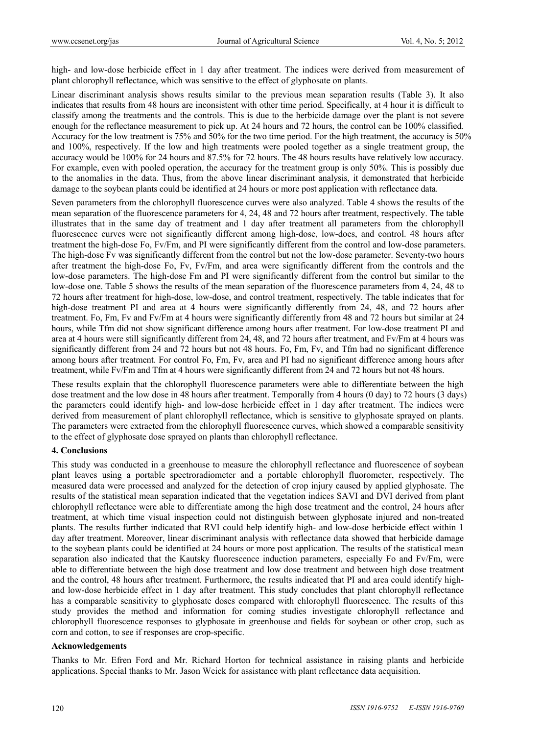high- and low-dose herbicide effect in 1 day after treatment. The indices were derived from measurement of plant chlorophyll reflectance, which was sensitive to the effect of glyphosate on plants.

Linear discriminant analysis shows results similar to the previous mean separation results (Table 3). It also indicates that results from 48 hours are inconsistent with other time period. Specifically, at 4 hour it is difficult to classify among the treatments and the controls. This is due to the herbicide damage over the plant is not severe enough for the reflectance measurement to pick up. At 24 hours and 72 hours, the control can be 100% classified. Accuracy for the low treatment is 75% and 50% for the two time period. For the high treatment, the accuracy is 50% and 100%, respectively. If the low and high treatments were pooled together as a single treatment group, the accuracy would be 100% for 24 hours and 87.5% for 72 hours. The 48 hours results have relatively low accuracy. For example, even with pooled operation, the accuracy for the treatment group is only 50%. This is possibly due to the anomalies in the data. Thus, from the above linear discriminant analysis, it demonstrated that herbicide damage to the soybean plants could be identified at 24 hours or more post application with reflectance data.

Seven parameters from the chlorophyll fluorescence curves were also analyzed. Table 4 shows the results of the mean separation of the fluorescence parameters for 4, 24, 48 and 72 hours after treatment, respectively. The table illustrates that in the same day of treatment and 1 day after treatment all parameters from the chlorophyll fluorescence curves were not significantly different among high-dose, low-does, and control. 48 hours after treatment the high-dose Fo, Fv/Fm, and PI were significantly different from the control and low-dose parameters. The high-dose Fv was significantly different from the control but not the low-dose parameter. Seventy-two hours after treatment the high-dose Fo, Fv, Fv/Fm, and area were significantly different from the controls and the low-dose parameters. The high-dose Fm and PI were significantly different from the control but similar to the low-dose one. Table 5 shows the results of the mean separation of the fluorescence parameters from 4, 24, 48 to 72 hours after treatment for high-dose, low-dose, and control treatment, respectively. The table indicates that for high-dose treatment PI and area at 4 hours were significantly differently from 24, 48, and 72 hours after treatment. Fo, Fm, Fv and Fv/Fm at 4 hours were significantly differently from 48 and 72 hours but similar at 24 hours, while Tfm did not show significant difference among hours after treatment. For low-dose treatment PI and area at 4 hours were still significantly different from 24, 48, and 72 hours after treatment, and Fv/Fm at 4 hours was significantly different from 24 and 72 hours but not 48 hours. Fo, Fm, Fv, and Tfm had no significant difference among hours after treatment. For control Fo, Fm, Fv, area and PI had no significant difference among hours after treatment, while Fv/Fm and Tfm at 4 hours were significantly different from 24 and 72 hours but not 48 hours.

These results explain that the chlorophyll fluorescence parameters were able to differentiate between the high dose treatment and the low dose in 48 hours after treatment. Temporally from 4 hours (0 day) to 72 hours (3 days) the parameters could identify high- and low-dose herbicide effect in 1 day after treatment. The indices were derived from measurement of plant chlorophyll reflectance, which is sensitive to glyphosate sprayed on plants. The parameters were extracted from the chlorophyll fluorescence curves, which showed a comparable sensitivity to the effect of glyphosate dose sprayed on plants than chlorophyll reflectance.

## 4. Conclusions

This study was conducted in a greenhouse to measure the chlorophyll reflectance and fluorescence of soybean plant leaves using a portable spectroradiometer and a portable chlorophyll fluorometer, respectively. The measured data were processed and analyzed for the detection of crop injury caused by applied glyphosate. The results of the statistical mean separation indicated that the vegetation indices SAVI and DVI derived from plant chlorophyll reflectance were able to differentiate among the high dose treatment and the control, 24 hours after treatment, at which time visual inspection could not distinguish between glyphosate injured and non-treated plants. The results further indicated that RVI could help identify high- and low-dose herbicide effect within 1 day after treatment. Moreover, linear discriminant analysis with reflectance data showed that herbicide damage to the soybean plants could be identified at 24 hours or more post application. The results of the statistical mean separation also indicated that the Kautsky fluorescence induction parameters, especially Fo and Fv/Fm, were able to differentiate between the high dose treatment and low dose treatment and between high dose treatment and the control, 48 hours after treatment. Furthermore, the results indicated that PI and area could identify high- and low-dose herbicide effect in 1 day after treatment. This study concludes that plant chlorophyll reflectance has a comparable sensitivity to glyphosate doses compared with chlorophyll fluorescence. The results of this study provides the method and information for coming studies investigate chlorophyll reflectance and chlorophyll fluorescence responses to glyphosate in greenhouse and fields for soybean or other crop, such as corn and cotton, to see if responses are crop-specific.

## Acknowledgements

Thanks to Mr. Efren Ford and Mr. Richard Horton for technical assistance in raising plants and herbicide applications. Special thanks to Mr. Jason Weick for assistance with plant reflectance data acquisition.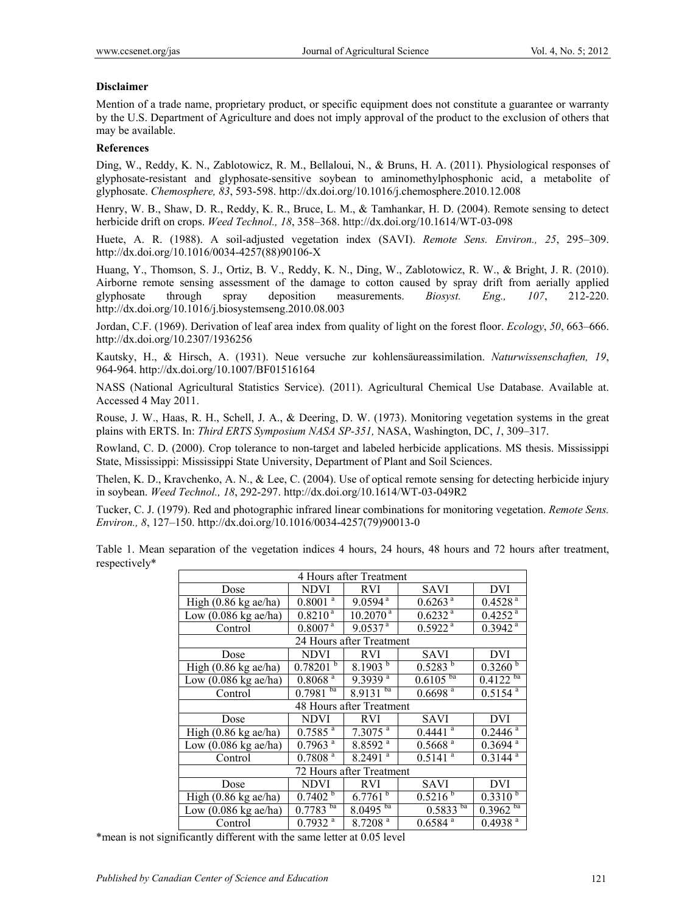**Disclaimer**

Mention of a trade name, proprietary product, or specific equipment does not constitute a guarantee or warranty by the U.S. Department of Agriculture and does not imply approval of the product to the exclusion of others that may be available.

**References**

Ding, W., Reddy, K. N., Zablotowicz, R. M., Bellaloui, N., & Bruns, H. A. (2011). Physiological responses of glyphosate-resistant and glyphosate-sensitive soybean to aminomethylphosphonic acid, a metabolite of glyphosate. *Chemosphere, 83*, 593-598. http://dx.doi.org/10.1016/j.chemosphere.2010.12.008

Henry, W. B., Shaw, D. R., Reddy, K. R., Bruce, L. M., & Tamhankar, H. D. (2004). Remote sensing to detect herbicide drift on crops. *Weed Technol., 18*, 358–368. http://dx.doi.org/10.1614/WT-03-098

Huete, A. R. (1988). A soil-adjusted vegetation index (SAVI). *Remote Sens. Environ., 25*, 295–309. http://dx.doi.org/10.1016/0034-4257(88)90106-X

Huang, Y., Thomson, S. J., Ortiz, B. V., Reddy, K. N., Ding, W., Zablotowicz, R. W., & Bright, J. R. (2010). Airborne remote sensing assessment of the damage to cotton caused by spray drift from aerially applied glyphosate through spray deposition measurements. *Biosyst. Eng., 107*, 212-220. http://dx.doi.org/10.1016/j.biosystemseng.2010.08.003

Jordan, C.F. (1969). Derivation of leaf area index from quality of light on the forest floor. *Ecology*, *50*, 663–666. http://dx.doi.org/10.2307/1936256

Kautsky, H., & Hirsch, A. (1931). Neue versuche zur kohlensäureassimilation. *Naturwissenschaften, 19*, 964-964. http://dx.doi.org/10.1007/BF01516164

NASS (National Agricultural Statistics Service). (2011). Agricultural Chemical Use Database. Available at. Accessed 4 May 2011.

Rouse, J. W., Haas, R. H., Schell, J. A., & Deering, D. W. (1973). Monitoring vegetation systems in the great plains with ERTS. In: *Third ERTS Symposium NASA SP-351,* NASA, Washington, DC, *1*, 309–317.

Rowland, C. D. (2000). Crop tolerance to non-target and labeled herbicide applications. MS thesis. Mississippi State, Mississippi: Mississippi State University, Department of Plant and Soil Sciences.

Thelen, K. D., Kravchenko, A. N., & Lee, C. (2004). Use of optical remote sensing for detecting herbicide injury in soybean. *Weed Technol., 18*, 292-297. http://dx.doi.org/10.1614/WT-03-049R2

Tucker, C. J. (1979). Red and photographic infrared linear combinations for monitoring vegetation. *Remote Sens. Environ., 8*, 127–150. http://dx.doi.org/10.1016/0034-4257(79)90013-0

Table 1. Mean separation of the vegetation indices 4 hours, 24 hours, 48 hours and 72 hours after treatment, respectively*

| 4 Hours after Treatment | | | | |
|---|---|---|---|---|
| Dose | NDVI | RVI | SAVI | DVI |
| High (0.86 kg ae/ha) | 0.8001 [a] | 9.0594 [a] | 0.6263 [a] | 0.4528 [a] |
| Low (0.086 kg ae/ha) | 0.8210 [a] | 10.2070 [a] | 0.6232 [a] | 0.4252 [a] |
| Control | 0.8007 [a] | 9.0537 [a] | 0.5922 [a] | 0.3942 [a] |
| **24 Hours after Treatment** | | | | |
| Dose | NDVI | RVI | SAVI | DVI |
| High (0.86 kg ae/ha) | 0.78201 [b] | 8.1903 [b] | 0.5283 [b] | 0.3260 [b] |
| Low (0.086 kg ae/ha) | 0.8068 [a] | 9.3939 [a] | 0.6105 [ba] | 0.4122 [ba] |
| Control | 0.7981 [ba] | 8.9131 [ba] | 0.6698 [a] | 0.5154 [a] |
| **48 Hours after Treatment** | | | | |
| Dose | NDVI | RVI | SAVI | DVI |
| High (0.86 kg ae/ha) | 0.7585 [a] | 7.3075 [a] | 0.4441 [a] | 0.2446 [a] |
| Low (0.086 kg ae/ha) | 0.7963 [a] | 8.8592 [a] | 0.5668 [a] | 0.3694 [a] |
| Control | 0.7808 [a] | 8.2491 [a] | 0.5141 [a] | 0.3144 [a] |
| **72 Hours after Treatment** | | | | |
| Dose | NDVI | RVI | SAVI | DVI |
| High (0.86 kg ae/ha) | 0.7402 [b] | 6.7761 [b] | 0.5216 [b] | 0.3310 [b] |
| Low (0.086 kg ae/ha) | 0.7783 [ba] | 8.0495 [ba] | 0.5833 [ba] | 0.3962 [ba] |
| Control | 0.7932 [a] | 8.7208 [a] | 0.6584 [a] | 0.4938 [a] |

*mean is not significantly different with the same letter at 0.05 level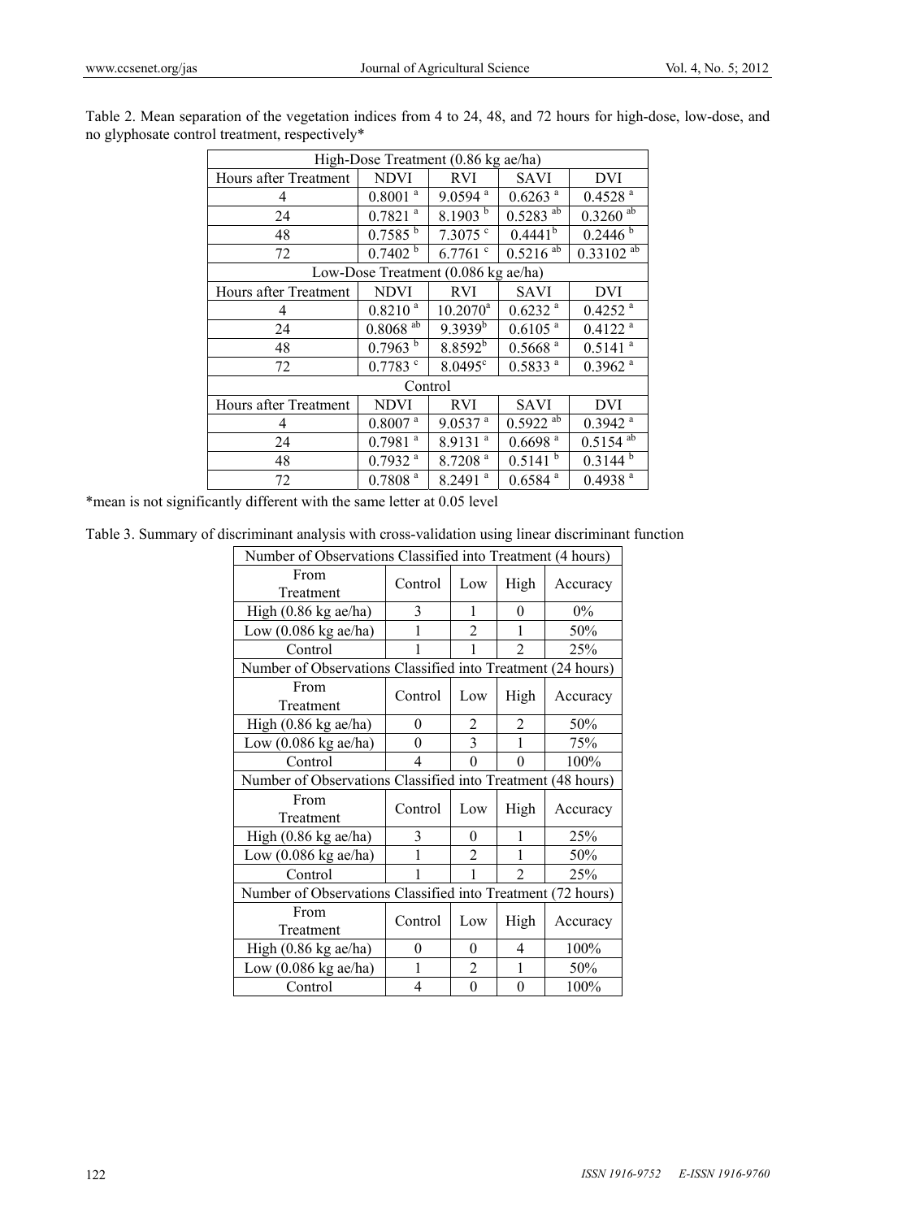Table 2. Mean separation of the vegetation indices from 4 to 24, 48, and 72 hours for high-dose, low-dose, and no glyphosate control treatment, respectively*

| High-Dose Treatment (0.86 kg ae/ha) | | | | |
|---|---|---|---|---|
| Hours after Treatment | NDVI | RVI | SAVI | DVI |
| 4 | 0.8001 [a] | 9.0594 [a] | 0.6263 [a] | 0.4528 [a] |
| 24 | 0.7821 [a] | 8.1903 [b] | 0.5283 [ab] | 0.3260 [ab] |
| 48 | 0.7585 [b] | 7.3075 [c] | 0.4441 [b] | 0.2446 [b] |
| 72 | 0.7402 [b] | 6.7761 [c] | 0.5216 [ab] | 0.33102 [ab] |
| **Low-Dose Treatment (0.086 kg ae/ha)** | | | | |
| Hours after Treatment | NDVI | RVI | SAVI | DVI |
| 4 | 0.8210 [a] | 10.2070 [a] | 0.6232 [a] | 0.4252 [a] |
| 24 | 0.8068 [ab] | 9.3939 [b] | 0.6105 [a] | 0.4122 [a] |
| 48 | 0.7963 [b] | 8.8592 [b] | 0.5668 [a] | 0.5141 [a] |
| 72 | 0.7783 [c] | 8.0495 [c] | 0.5833 [a] | 0.3962 [a] |
| **Control** | | | | |
| Hours after Treatment | NDVI | RVI | SAVI | DVI |
| 4 | 0.8007 [a] | 9.0537 [a] | 0.5922 [ab] | 0.3942 [a] |
| 24 | 0.7981 [a] | 8.9131 [a] | 0.6698 [a] | 0.5154 [ab] |
| 48 | 0.7932 [a] | 8.7208 [a] | 0.5141 [b] | 0.3144 [b] |
| 72 | 0.7808 [a] | 8.2491 [a] | 0.6584 [a] | 0.4938 [a] |

*mean is not significantly different with the same letter at 0.05 level

Table 3. Summary of discriminant analysis with cross-validation using linear discriminant function

| Number of Observations Classified into Treatment (4 hours) | | | | |
|---|---|---|---|---|
| From Treatment | Control | Low | High | Accuracy |
| High (0.86 kg ae/ha) | 3 | 1 | 0 | 0% |
| Low (0.086 kg ae/ha) | 1 | 2 | 1 | 50% |
| Control | 1 | 1 | 2 | 25% |
| **Number of Observations Classified into Treatment (24 hours)** | | | | |
| From Treatment | Control | Low | High | Accuracy |
| High (0.86 kg ae/ha) | 0 | 2 | 2 | 50% |
| Low (0.086 kg ae/ha) | 0 | 3 | 1 | 75% |
| Control | 4 | 0 | 0 | 100% |
| **Number of Observations Classified into Treatment (48 hours)** | | | | |
| From Treatment | Control | Low | High | Accuracy |
| High (0.86 kg ae/ha) | 3 | 0 | 1 | 25% |
| Low (0.086 kg ae/ha) | 1 | 2 | 1 | 50% |
| Control | 1 | 1 | 2 | 25% |
| **Number of Observations Classified into Treatment (72 hours)** | | | | |
| From Treatment | Control | Low | High | Accuracy |
| High (0.86 kg ae/ha) | 0 | 0 | 4 | 100% |
| Low (0.086 kg ae/ha) | 1 | 2 | 1 | 50% |
| Control | 4 | 0 | 0 | 100% |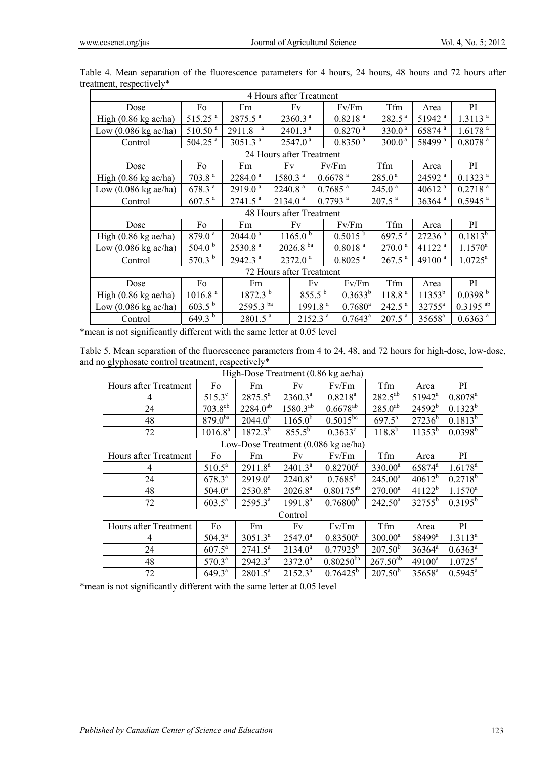Table 4. Mean separation of the fluorescence parameters for 4 hours, 24 hours, 48 hours and 72 hours after treatment, respectively*

| 4 Hours after Treatment | | | | | | | |
|---|---|---|---|---|---|---|---|
| Dose | Fo | Fm | Fv | Fv/Fm | Tfm | Area | PI |
| High (0.86 kg ae/ha) | 515.25 [a] | 2875.5 [a] | 2360.3 [a] | 0.8218 [a] | 282.5 [a] | 51942 [a] | 1.3113 [a] |
| Low (0.086 kg ae/ha) | 510.50 [a] | 2911.8 [a] | 2401.3 [a] | 0.8270 [a] | 330.0 [a] | 65874 [a] | 1.6178 [a] |
| Control | 504.25 [a] | 3051.3 [a] | 2547.0 [a] | 0.8350 [a] | 300.0 [a] | 58499 [a] | 0.8078 [a] |
| **24 Hours after Treatment** | | | | | | | |
| Dose | Fo | Fm | Fv | Fv/Fm | Tfm | Area | PI |
| High (0.86 kg ae/ha) | 703.8 [a] | 2284.0 [a] | 1580.3 [a] | 0.6678 [a] | 285.0 [a] | 24592 [a] | 0.1323 [a] |
| Low (0.086 kg ae/ha) | 678.3 [a] | 2919.0 [a] | 2240.8 [a] | 0.7685 [a] | 245.0 [a] | 40612 [a] | 0.2718 [a] |
| Control | 607.5 [a] | 2741.5 [a] | 2134.0 [a] | 0.7793 [a] | 207.5 [a] | 36364 [a] | 0.5945 [a] |
| **48 Hours after Treatment** | | | | | | | |
| Dose | Fo | Fm | Fv | Fv/Fm | Tfm | Area | PI |
| High (0.86 kg ae/ha) | 879.0 [a] | 2044.0 [a] | 1165.0 [b] | 0.5015 [b] | 697.5 [a] | 27236 [a] | 0.1813 [b] |
| Low (0.086 kg ae/ha) | 504.0 [b] | 2530.8 [a] | 2026.8 [ba] | 0.8018 [a] | 270.0 [a] | 41122 [a] | 1.1570 [a] |
| Control | 570.3 [b] | 2942.3 [a] | 2372.0 [a] | 0.8025 [a] | 267.5 [a] | 49100 [a] | 1.0725 [a] |
| **72 Hours after Treatment** | | | | | | | |
| Dose | Fo | Fm | Fv | Fv/Fm | Tfm | Area | PI |
| High (0.86 kg ae/ha) | 1016.8 [a] | 1872.3 [b] | 855.5 [b] | 0.3633 [b] | 118.8 [a] | 11353 [b] | 0.0398 [b] |
| Low (0.086 kg ae/ha) | 603.5 [b] | 2595.3 [ba] | 1991.8 [a] | 0.7680 [a] | 242.5 [a] | 32755 [a] | 0.3195 [ab] |
| Control | 649.3 [b] | 2801.5 [a] | 2152.3 [a] | 0.7643 [a] | 207.5 [a] | 35658 [a] | 0.6363 [a] |

*mean is not significantly different with the same letter at 0.05 level

Table 5. Mean separation of the fluorescence parameters from 4 to 24, 48, and 72 hours for high-dose, low-dose, and no glyphosate control treatment, respectively*

| High-Dose Treatment (0.86 kg ae/ha) | | | | | | | |
|---|---|---|---|---|---|---|---|
| Hours after Treatment | Fo | Fm | Fv | Fv/Fm | Tfm | Area | PI |
| 4 | 515.3 [c] | 2875.5 [a] | 2360.3 [a] | 0.8218 [a] | 282.5 [ab] | 51942 [a] | 0.8078 [a] |
| 24 | 703.8 [cb] | 2284.0 [ab] | 1580.3 [ab] | 0.6678 [ab] | 285.0 [ab] | 24592 [b] | 0.1323 [b] |
| 48 | 879.0 [ba] | 2044.0 [b] | 1165.0 [b] | 0.5015 [bc] | 697.5 [a] | 27236 [b] | 0.1813 [b] |
| 72 | 1016.8 [a] | 1872.3 [b] | 855.5 [b] | 0.3633 [c] | 118.8 [b] | 11353 [b] | 0.0398 [b] |
| **Low-Dose Treatment (0.086 kg ae/ha)** | | | | | | | |
| Hours after Treatment | Fo | Fm | Fv | Fv/Fm | Tfm | Area | PI |
| 4 | 510.5 [a] | 2911.8 [a] | 2401.3 [a] | 0.82700 [a] | 330.00 [a] | 65874 [a] | 1.6178 [a] |
| 24 | 678.3 [a] | 2919.0 [a] | 2240.8 [a] | 0.7685 [b] | 245.00 [a] | 40612 [b] | 0.2718 [b] |
| 48 | 504.0 [a] | 2530.8 [a] | 2026.8 [a] | 0.80175 [ab] | 270.00 [a] | 41122 [b] | 1.1570 [a] |
| 72 | 603.5 [a] | 2595.3 [a] | 1991.8 [a] | 0.76800 [b] | 242.50 [a] | 32755 [b] | 0.3195 [b] |
| **Control** | | | | | | | |
| Hours after Treatment | Fo | Fm | Fv | Fv/Fm | Tfm | Area | PI |
| 4 | 504.3 [a] | 3051.3 [a] | 2547.0 [a] | 0.83500 [a] | 300.00 [a] | 58499 [a] | 1.3113 [a] |
| 24 | 607.5 [a] | 2741.5 [a] | 2134.0 [a] | 0.77925 [b] | 207.50 [b] | 36364 [a] | 0.6363 [a] |
| 48 | 570.3 [a] | 2942.3 [a] | 2372.0 [a] | 0.80250 [ba] | 267.50 [ab] | 49100 [a] | 1.0725 [a] |
| 72 | 649.3 [a] | 2801.5 [a] | 2152.3 [a] | 0.76425 [b] | 207.50 [b] | 35658 [a] | 0.5945 [a] |

*mean is not significantly different with the same letter at 0.05 level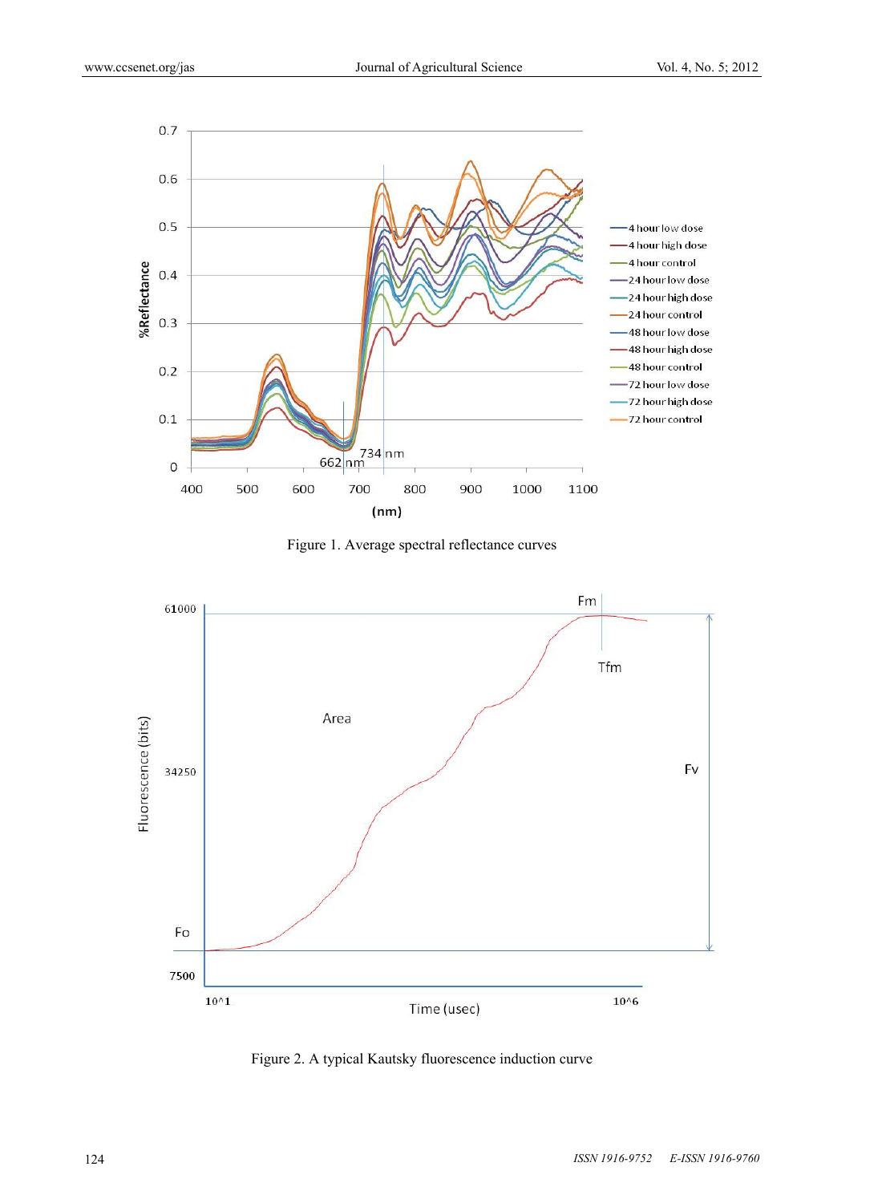0.7
0.6
0.5
0.4
0.3
0.2
0.1
0
%Reflectance
400 500 600 700 800 900 1000 1100
(nm)
662 nm
734 nm

4 hour low dose
4 hour high dose
4 hour control
24 hour low dose
24 hour high dose
24 hour control
48 hour low dose
48 hour high dose
48 hour control
72 hour low dose
72 hour high dose
72 hour control

Figure 1. Average spectral reflectance curves

61000
34250
7500
Fluorescence (bits)
Fm
Tfm
Area
Fv
Fo
10^1
10^6
Time (usec)

Figure 2. A typical Kautsky fluorescence induction curve